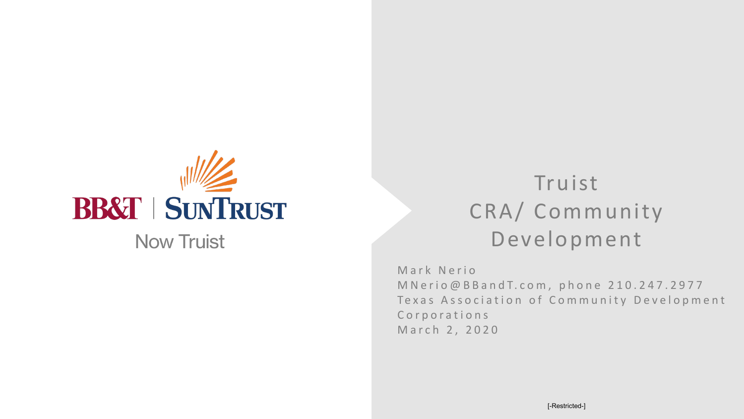BB&T | SunTrust

Now Truist

# Truist CRA/ Community Development

Mark Nerio
MNerio@BBandT.com, phone 210.247.2977
Texas Association of Community Development Corporations
March 2, 2020

[-Restricted-]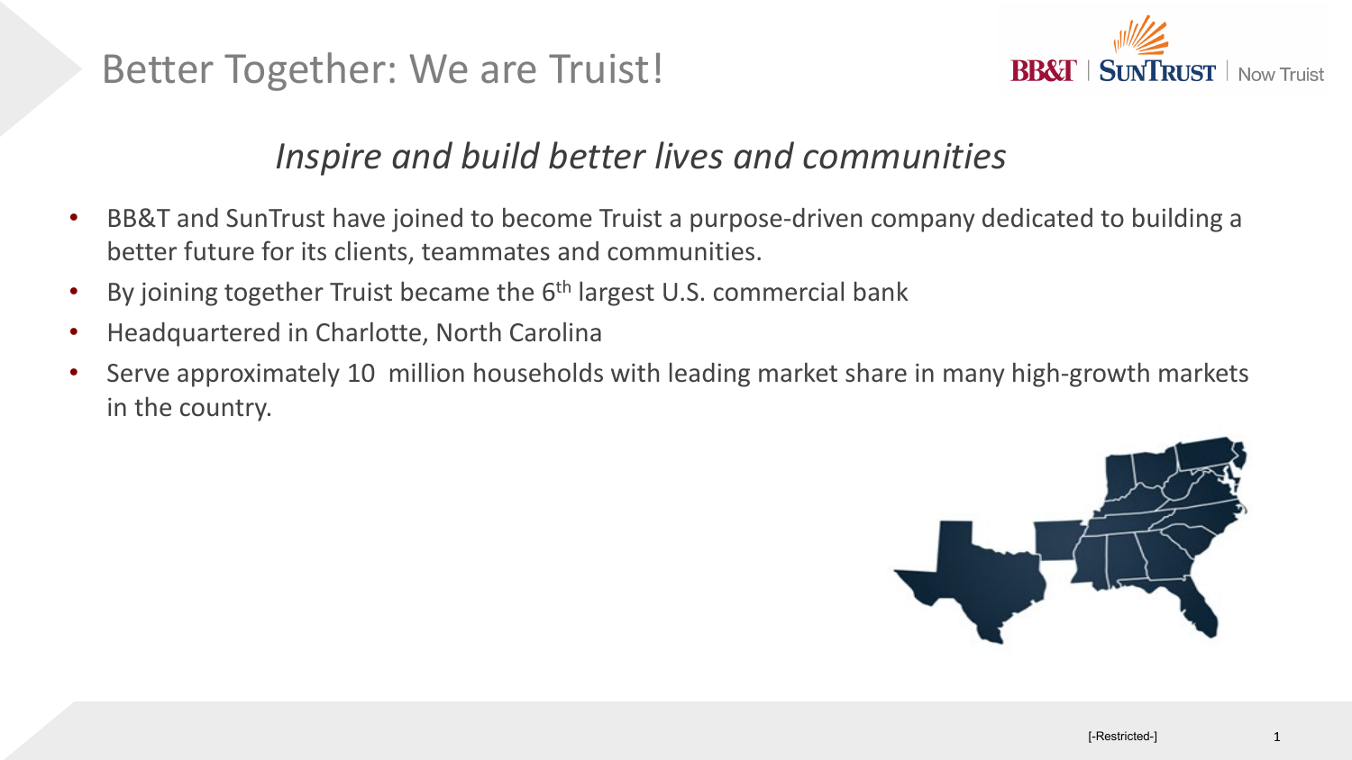# Better Together: We are Truist!

BB&T | SunTrust | Now Truist

*Inspire and build better lives and communities*

- BB&T and SunTrust have joined to become Truist a purpose-driven company dedicated to building a better future for its clients, teammates and communities.
- By joining together Truist became the 6th largest U.S. commercial bank
- Headquartered in Charlotte, North Carolina
- Serve approximately 10 million households with leading market share in many high-growth markets in the country.

[-Restricted-]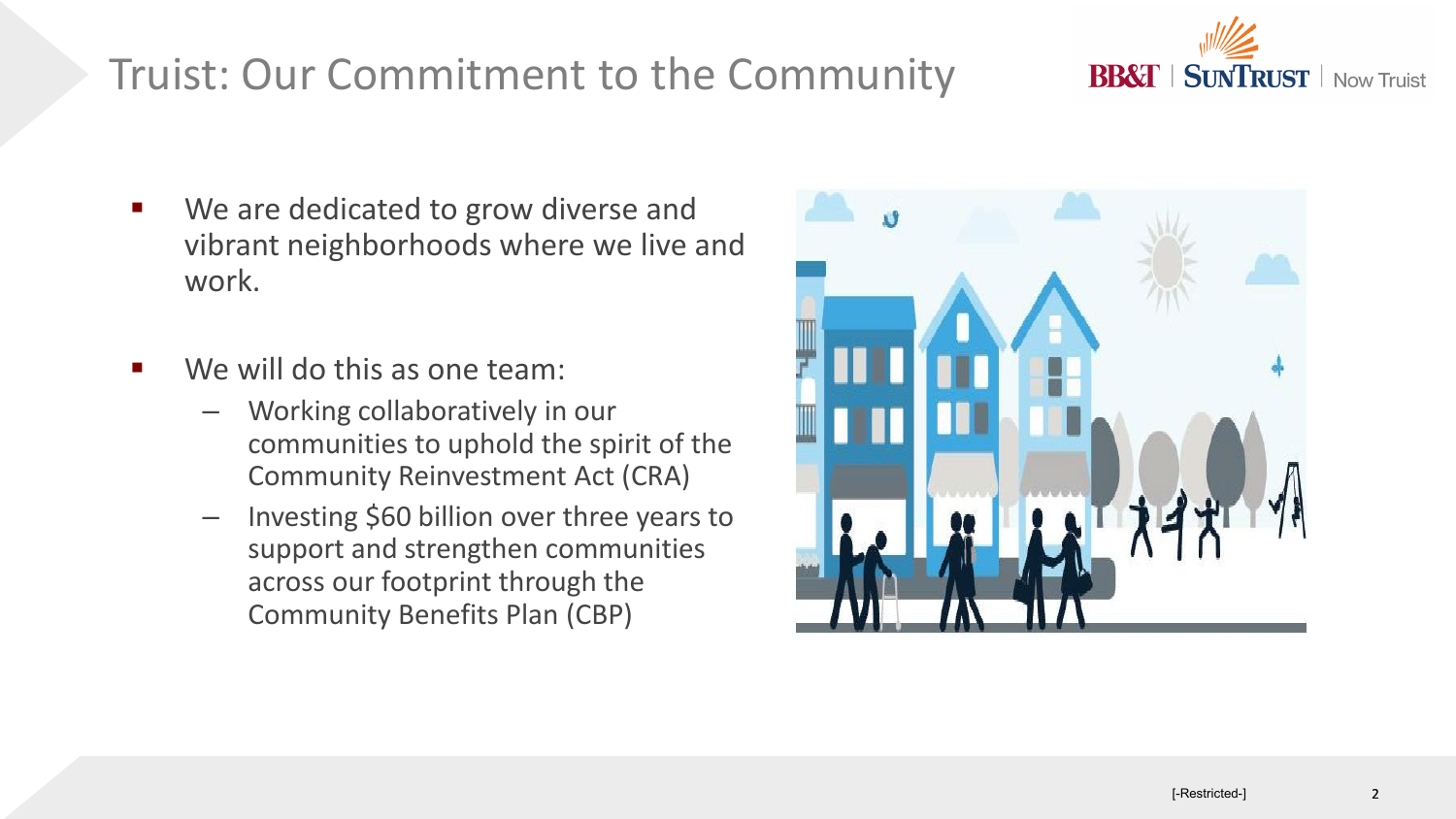# Truist: Our Commitment to the Community

- We are dedicated to grow diverse and vibrant neighborhoods where we live and work.

- We will do this as one team:
  - Working collaboratively in our communities to uphold the spirit of the Community Reinvestment Act (CRA)
  - Investing $60 billion over three years to support and strengthen communities across our footprint through the Community Benefits Plan (CBP)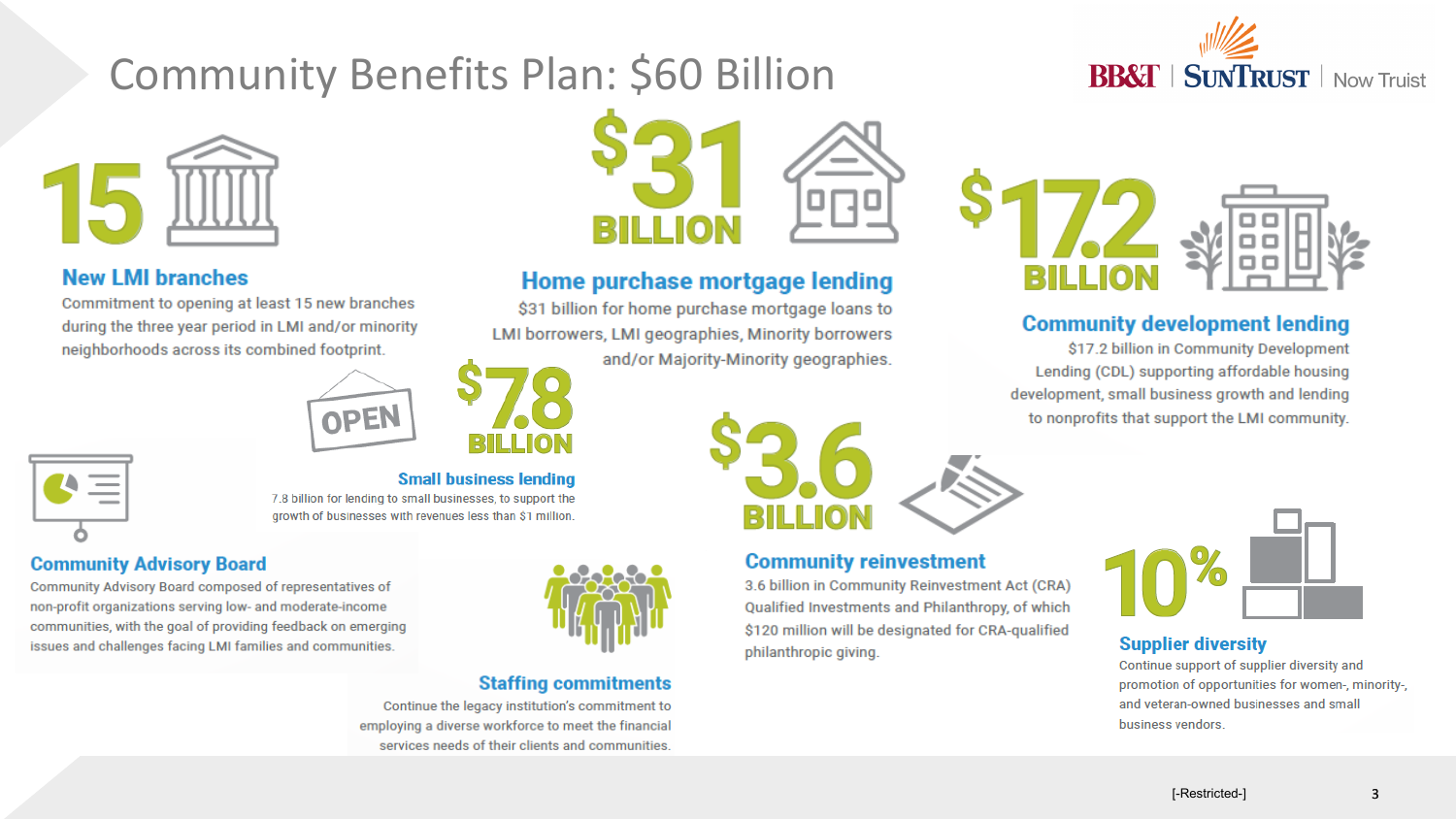# Community Benefits Plan: $60 Billion

BB&T | SunTrust | Now Truist

## 15

### New LMI branches

Commitment to opening at least 15 new branches during the three year period in LMI and/or minority neighborhoods across its combined footprint.

## $31 BILLION

### Home purchase mortgage lending

$31 billion for home purchase mortgage loans to LMI borrowers, LMI geographies, Minority borrowers and/or Majority-Minority geographies.

## $17.2 BILLION

### Community development lending

$17.2 billion in Community Development Lending (CDL) supporting affordable housing development, small business growth and lending to nonprofits that support the LMI community.

## $7.8 BILLION

### Small business lending

7.8 billion for lending to small businesses, to support the growth of businesses with revenues less than $1 million.

## $3.6 BILLION

### Community reinvestment

3.6 billion in Community Reinvestment Act (CRA) Qualified Investments and Philanthropy, of which $120 million will be designated for CRA-qualified philanthropic giving.

### Community Advisory Board

Community Advisory Board composed of representatives of non-profit organizations serving low- and moderate-income communities, with the goal of providing feedback on emerging issues and challenges facing LMI families and communities.

### Staffing commitments

Continue the legacy institution's commitment to employing a diverse workforce to meet the financial services needs of their clients and communities.

## 10%

### Supplier diversity

Continue support of supplier diversity and promotion of opportunities for women-, minority-, and veteran-owned businesses and small business vendors.

[-Restricted-]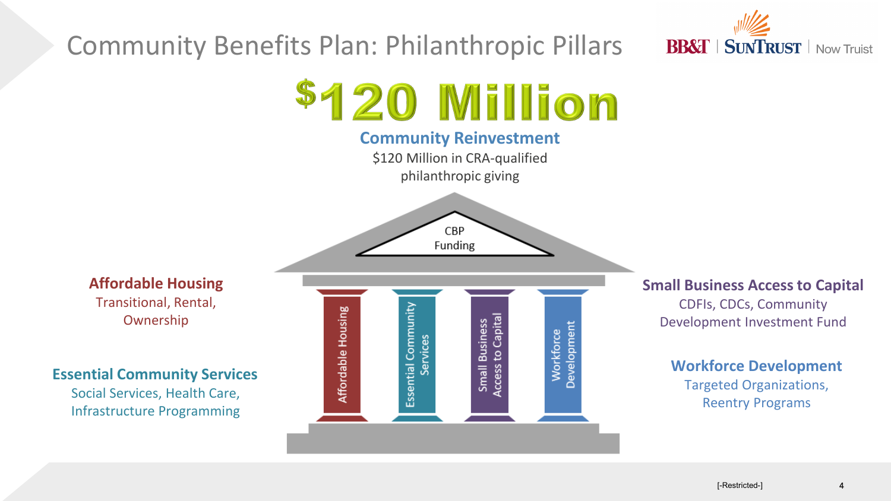# Community Benefits Plan: Philanthropic Pillars

BB&T | SunTrust | Now Truist

## $120 Million

### Community Reinvestment

$120 Million in CRA-qualified philanthropic giving

CBP Funding

Affordable Housing | Essential Community Services | Small Business Access to Capital | Workforce Development

### Affordable Housing

Transitional, Rental, Ownership

### Essential Community Services

Social Services, Health Care, Infrastructure Programming

### Small Business Access to Capital

CDFIs, CDCs, Community Development Investment Fund

### Workforce Development

Targeted Organizations, Reentry Programs

[-Restricted-]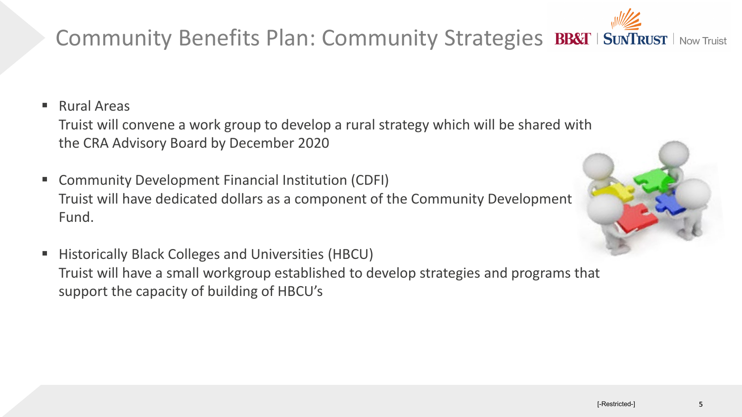# Community Benefits Plan: Community Strategies

- Rural Areas
  Truist will convene a work group to develop a rural strategy which will be shared with the CRA Advisory Board by December 2020

- Community Development Financial Institution (CDFI)
  Truist will have dedicated dollars as a component of the Community Development Fund.

- Historically Black Colleges and Universities (HBCU)
  Truist will have a small workgroup established to develop strategies and programs that support the capacity of building of HBCU's

[-Restricted-]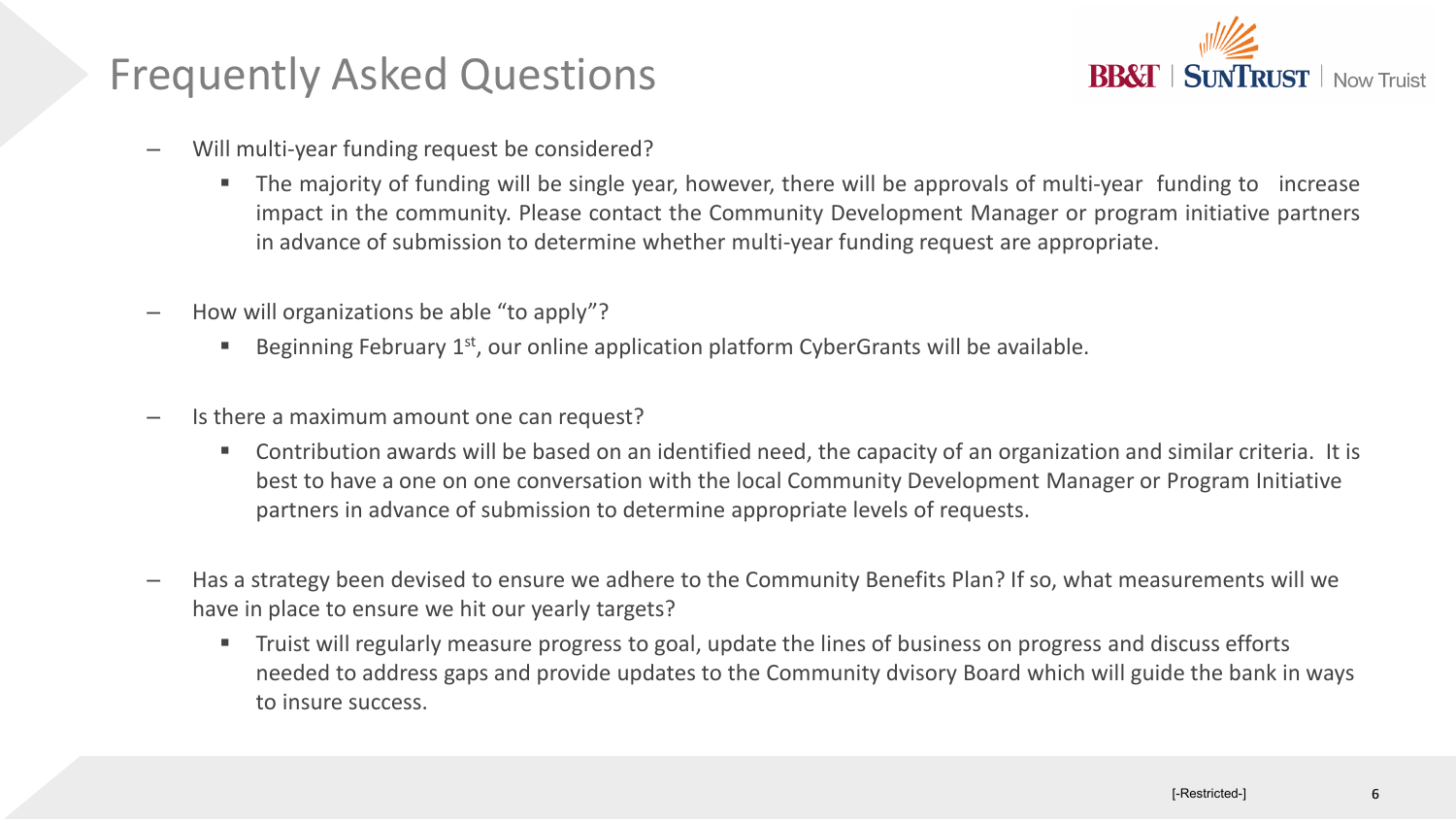# Frequently Asked Questions

- Will multi-year funding request be considered?
  - The majority of funding will be single year, however, there will be approvals of multi-year funding to increase impact in the community. Please contact the Community Development Manager or program initiative partners in advance of submission to determine whether multi-year funding request are appropriate.

- How will organizations be able "to apply"?
  - Beginning February 1st, our online application platform CyberGrants will be available.

- Is there a maximum amount one can request?
  - Contribution awards will be based on an identified need, the capacity of an organization and similar criteria. It is best to have a one on one conversation with the local Community Development Manager or Program Initiative partners in advance of submission to determine appropriate levels of requests.

- Has a strategy been devised to ensure we adhere to the Community Benefits Plan? If so, what measurements will we have in place to ensure we hit our yearly targets?
  - Truist will regularly measure progress to goal, update the lines of business on progress and discuss efforts needed to address gaps and provide updates to the Community dvisory Board which will guide the bank in ways to insure success.

[-Restricted-]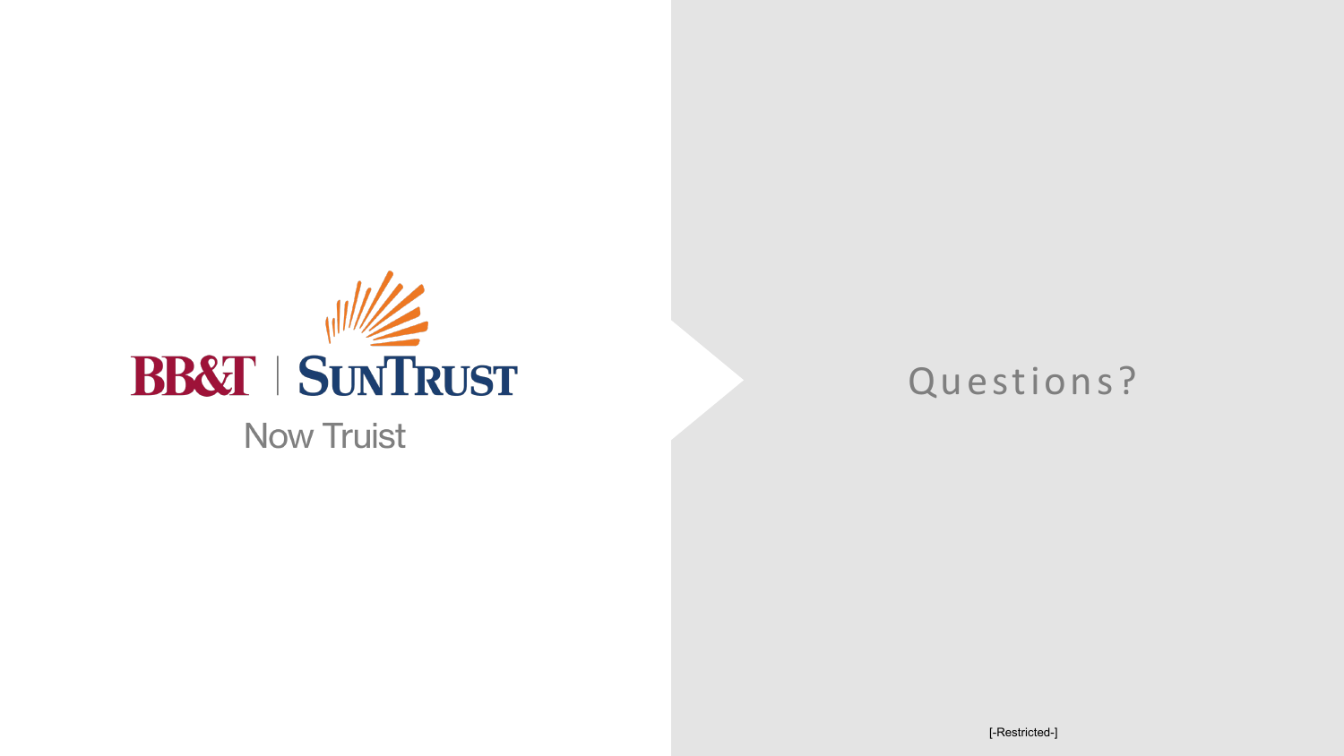BB&T | SunTrust

Now Truist

# Questions?

[-Restricted-]